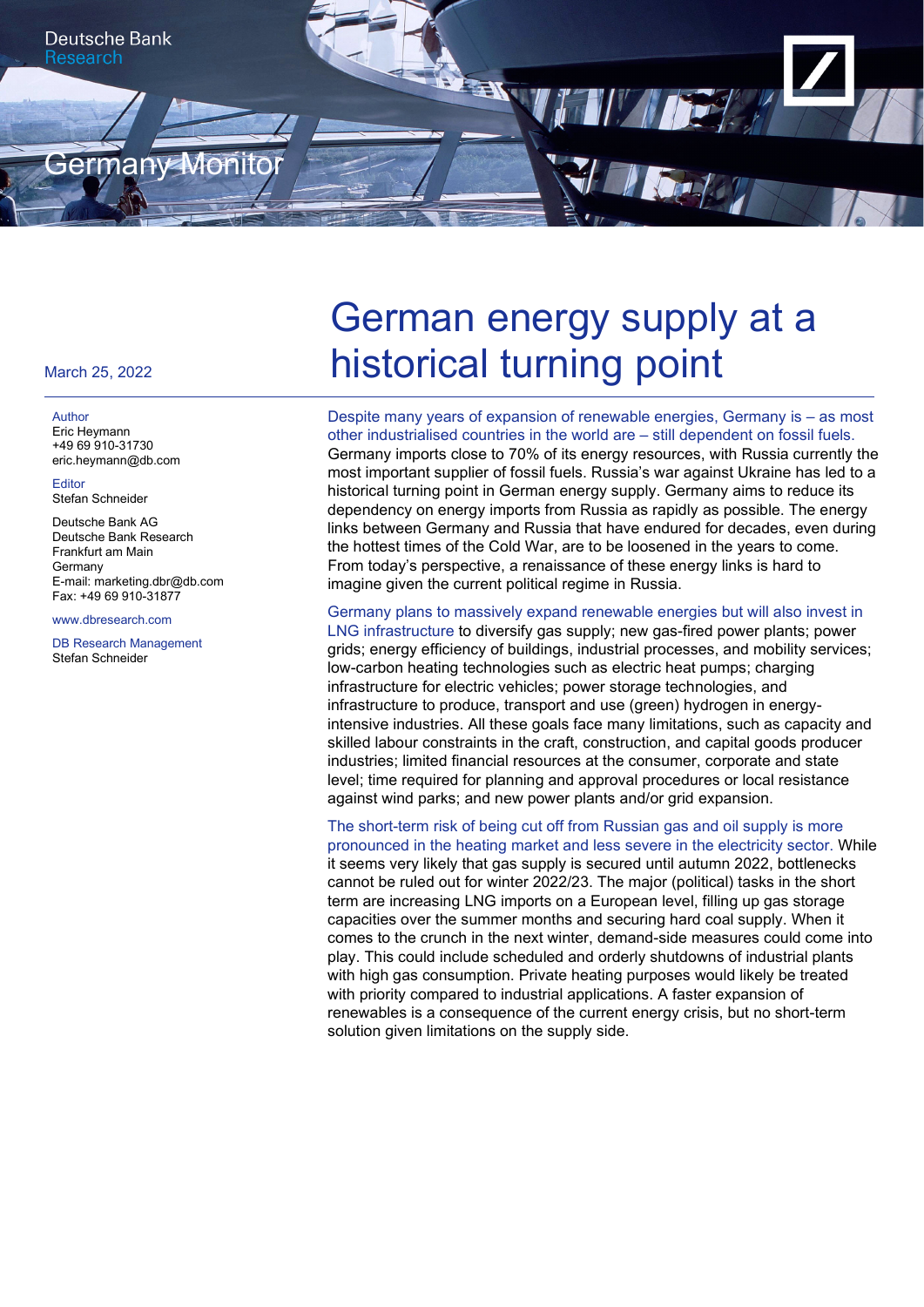Deutsche Bank
Research

Germany Monitor

March 25, 2022

# German energy supply at a historical turning point

Author
Eric Heymann
+49 69 910-31730
eric.heymann@db.com

Editor
Stefan Schneider

Deutsche Bank AG
Deutsche Bank Research
Frankfurt am Main
Germany
E-mail: marketing.dbr@db.com
Fax: +49 69 910-31877

www.dbresearch.com

DB Research Management
Stefan Schneider

**Despite many years of expansion of renewable energies, Germany is – as most other industrialised countries in the world are – still dependent on fossil fuels.** Germany imports close to 70% of its energy resources, with Russia currently the most important supplier of fossil fuels. Russia's war against Ukraine has led to a historical turning point in German energy supply. Germany aims to reduce its dependency on energy imports from Russia as rapidly as possible. The energy links between Germany and Russia that have endured for decades, even during the hottest times of the Cold War, are to be loosened in the years to come. From today's perspective, a renaissance of these energy links is hard to imagine given the current political regime in Russia.

**Germany plans to massively expand renewable energies but will also invest in LNG infrastructure** to diversify gas supply; new gas-fired power plants; power grids; energy efficiency of buildings, industrial processes, and mobility services; low-carbon heating technologies such as electric heat pumps; charging infrastructure for electric vehicles; power storage technologies, and infrastructure to produce, transport and use (green) hydrogen in energy-intensive industries. All these goals face many limitations, such as capacity and skilled labour constraints in the craft, construction, and capital goods producer industries; limited financial resources at the consumer, corporate and state level; time required for planning and approval procedures or local resistance against wind parks; and new power plants and/or grid expansion.

**The short-term risk of being cut off from Russian gas and oil supply is more pronounced in the heating market and less severe in the electricity sector.** While it seems very likely that gas supply is secured until autumn 2022, bottlenecks cannot be ruled out for winter 2022/23. The major (political) tasks in the short term are increasing LNG imports on a European level, filling up gas storage capacities over the summer months and securing hard coal supply. When it comes to the crunch in the next winter, demand-side measures could come into play. This could include scheduled and orderly shutdowns of industrial plants with high gas consumption. Private heating purposes would likely be treated with priority compared to industrial applications. A faster expansion of renewables is a consequence of the current energy crisis, but no short-term solution given limitations on the supply side.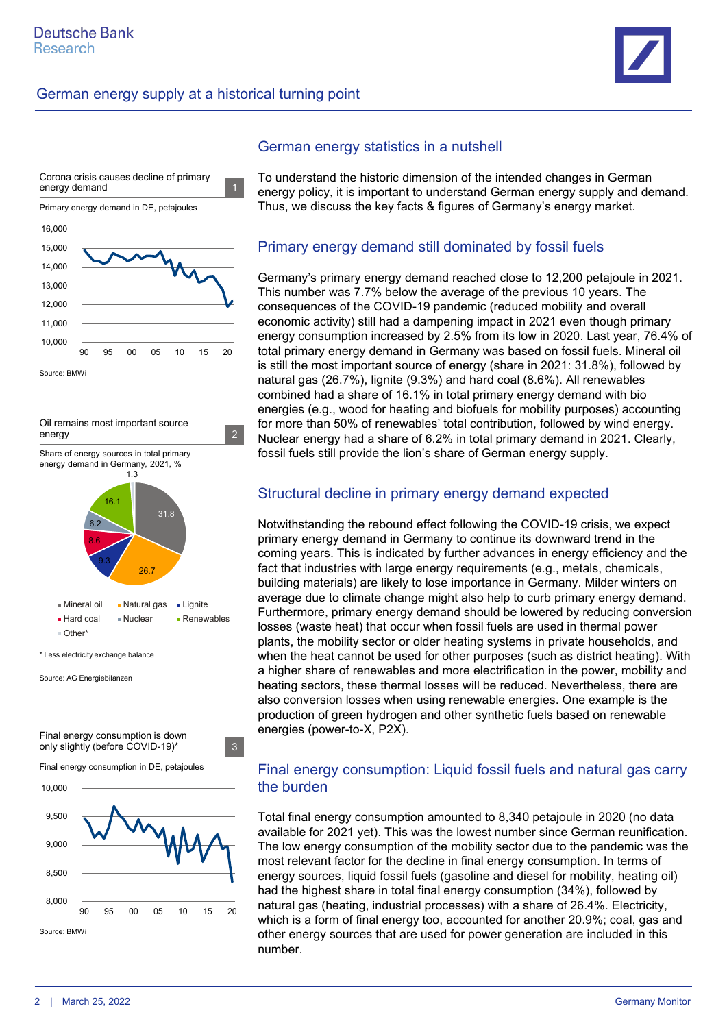## German energy statistics in a nutshell

To understand the historic dimension of the intended changes in German energy policy, it is important to understand German energy supply and demand. Thus, we discuss the key facts & figures of Germany's energy market.

Corona crisis causes decline of primary energy demand 1

Primary energy demand in DE, petajoules

Source: BMWi

Oil remains most important source energy 2

Share of energy sources in total primary energy demand in Germany, 2021, %

Mineral oil 31.8; Natural gas 26.7; Lignite 9.3; Hard coal 8.6; Nuclear 6.2; Renewables 16.1; Other* 1.3

\* Less electricity exchange balance

Source: AG Energiebilanzen

Final energy consumption is down only slightly (before COVID-19)* 3

Final energy consumption in DE, petajoules

Source: BMWi

## Primary energy demand still dominated by fossil fuels

Germany's primary energy demand reached close to 12,200 petajoule in 2021. This number was 7.7% below the average of the previous 10 years. The consequences of the COVID-19 pandemic (reduced mobility and overall economic activity) still had a dampening impact in 2021 even though primary energy consumption increased by 2.5% from its low in 2020. Last year, 76.4% of total primary energy demand in Germany was based on fossil fuels. Mineral oil is still the most important source of energy (share in 2021: 31.8%), followed by natural gas (26.7%), lignite (9.3%) and hard coal (8.6%). All renewables combined had a share of 16.1% in total primary energy demand with bio energies (e.g., wood for heating and biofuels for mobility purposes) accounting for more than 50% of renewables' total contribution, followed by wind energy. Nuclear energy had a share of 6.2% in total primary demand in 2021. Clearly, fossil fuels still provide the lion's share of German energy supply.

## Structural decline in primary energy demand expected

Notwithstanding the rebound effect following the COVID-19 crisis, we expect primary energy demand in Germany to continue its downward trend in the coming years. This is indicated by further advances in energy efficiency and the fact that industries with large energy requirements (e.g., metals, chemicals, building materials) are likely to lose importance in Germany. Milder winters on average due to climate change might also help to curb primary energy demand. Furthermore, primary energy demand should be lowered by reducing conversion losses (waste heat) that occur when fossil fuels are used in thermal power plants, the mobility sector or older heating systems in private households, and when the heat cannot be used for other purposes (such as district heating). With a higher share of renewables and more electrification in the power, mobility and heating sectors, these thermal losses will be reduced. Nevertheless, there are also conversion losses when using renewable energies. One example is the production of green hydrogen and other synthetic fuels based on renewable energies (power-to-X, P2X).

## Final energy consumption: Liquid fossil fuels and natural gas carry the burden

Total final energy consumption amounted to 8,340 petajoule in 2020 (no data available for 2021 yet). This was the lowest number since German reunification. The low energy consumption of the mobility sector due to the pandemic was the most relevant factor for the decline in final energy consumption. In terms of energy sources, liquid fossil fuels (gasoline and diesel for mobility, heating oil) had the highest share in total final energy consumption (34%), followed by natural gas (heating, industrial processes) with a share of 26.4%. Electricity, which is a form of final energy too, accounted for another 20.9%; coal, gas and other energy sources that are used for power generation are included in this number.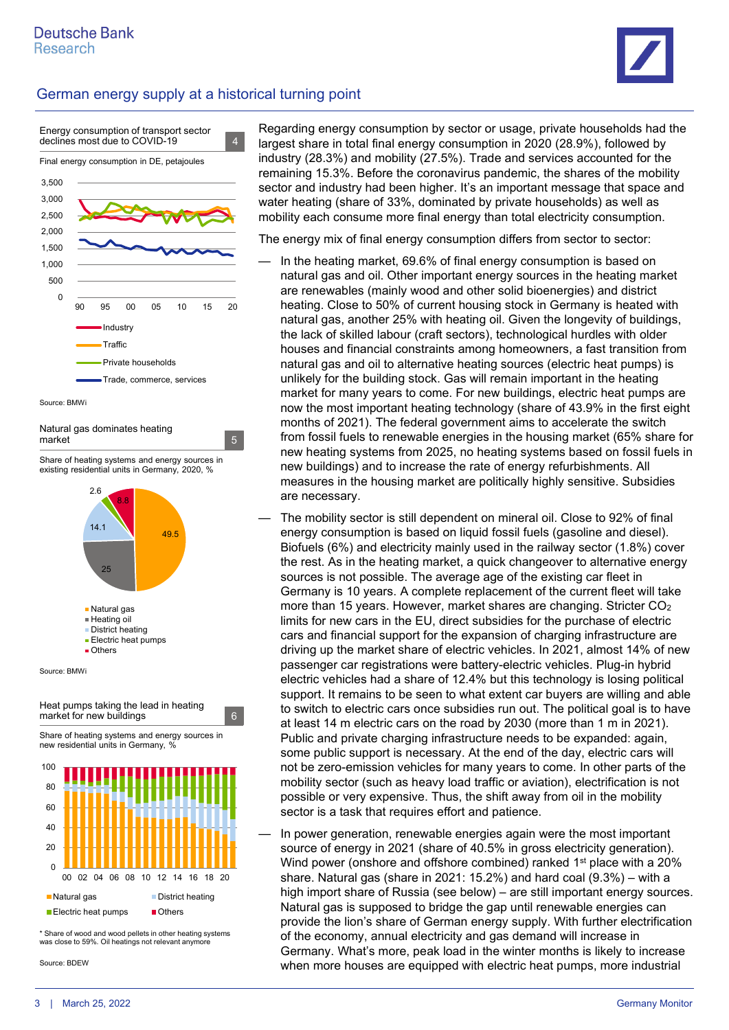Energy consumption of transport sector declines most due to COVID-19 — 4

Final energy consumption in DE, petajoules

Source: BMWi

Natural gas dominates heating market — 5

Share of heating systems and energy sources in existing residential units in Germany, 2020, %

Source: BMWi

Heat pumps taking the lead in heating market for new buildings — 6

Share of heating systems and energy sources in new residential units in Germany, %

\* Share of wood and wood pellets in other heating systems was close to 59%. Oil heatings not relevant anymore

Source: BDEW

Regarding energy consumption by sector or usage, private households had the largest share in total final energy consumption in 2020 (28.9%), followed by industry (28.3%) and mobility (27.5%). Trade and services accounted for the remaining 15.3%. Before the coronavirus pandemic, the shares of the mobility sector and industry had been higher. It's an important message that space and water heating (share of 33%, dominated by private households) as well as mobility each consume more final energy than total electricity consumption.

The energy mix of final energy consumption differs from sector to sector:

— In the heating market, 69.6% of final energy consumption is based on natural gas and oil. Other important energy sources in the heating market are renewables (mainly wood and other solid bioenergies) and district heating. Close to 50% of current housing stock in Germany is heated with natural gas, another 25% with heating oil. Given the longevity of buildings, the lack of skilled labour (craft sectors), technological hurdles with older houses and financial constraints among homeowners, a fast transition from natural gas and oil to alternative heating sources (electric heat pumps) is unlikely for the building stock. Gas will remain important in the heating market for many years to come. For new buildings, electric heat pumps are now the most important heating technology (share of 43.9% in the first eight months of 2021). The federal government aims to accelerate the switch from fossil fuels to renewable energies in the housing market (65% share for new heating systems from 2025, no heating systems based on fossil fuels in new buildings) and to increase the rate of energy refurbishments. All measures in the housing market are politically highly sensitive. Subsidies are necessary.

— The mobility sector is still dependent on mineral oil. Close to 92% of final energy consumption is based on liquid fossil fuels (gasoline and diesel). Biofuels (6%) and electricity mainly used in the railway sector (1.8%) cover the rest. As in the heating market, a quick changeover to alternative energy sources is not possible. The average age of the existing car fleet in Germany is 10 years. A complete replacement of the current fleet will take more than 15 years. However, market shares are changing. Stricter $CO_2$ limits for new cars in the EU, direct subsidies for the purchase of electric cars and financial support for the expansion of charging infrastructure are driving up the market share of electric vehicles. In 2021, almost 14% of new passenger car registrations were battery-electric vehicles. Plug-in hybrid electric vehicles had a share of 12.4% but this technology is losing political support. It remains to be seen to what extent car buyers are willing and able to switch to electric cars once subsidies run out. The political goal is to have at least 14 m electric cars on the road by 2030 (more than 1 m in 2021). Public and private charging infrastructure needs to be expanded: again, some public support is necessary. At the end of the day, electric cars will not be zero-emission vehicles for many years to come. In other parts of the mobility sector (such as heavy load traffic or aviation), electrification is not possible or very expensive. Thus, the shift away from oil in the mobility sector is a task that requires effort and patience.

— In power generation, renewable energies again were the most important source of energy in 2021 (share of 40.5% in gross electricity generation). Wind power (onshore and offshore combined) ranked 1st place with a 20% share. Natural gas (share in 2021: 15.2%) and hard coal (9.3%) – with a high import share of Russia (see below) – are still important energy sources. Natural gas is supposed to bridge the gap until renewable energies can provide the lion's share of German energy supply. With further electrification of the economy, annual electricity and gas demand will increase in Germany. What's more, peak load in the winter months is likely to increase when more houses are equipped with electric heat pumps, more industrial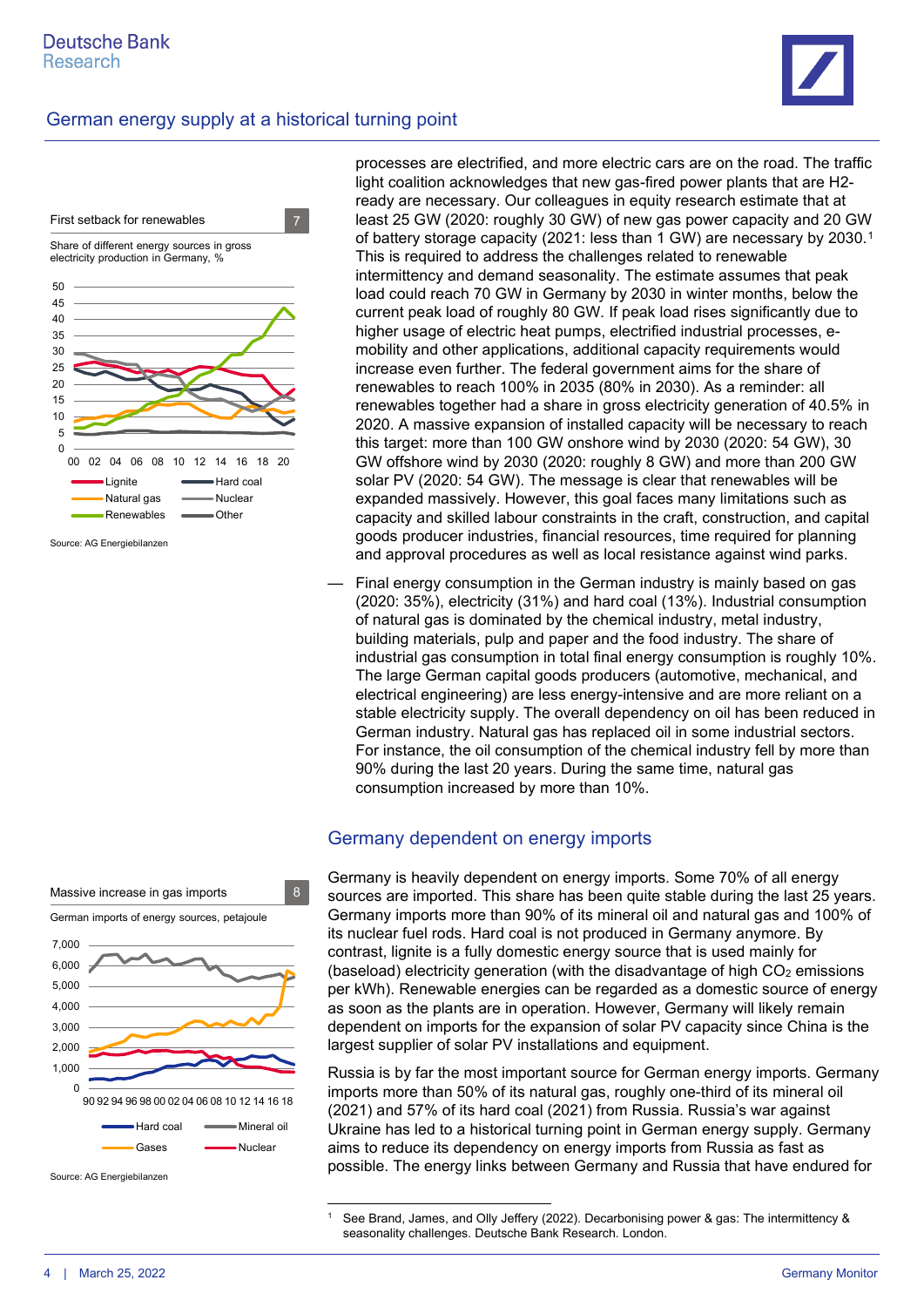First setback for renewables 7

Share of different energy sources in gross electricity production in Germany, %

Source: AG Energiebilanzen

Massive increase in gas imports 8

German imports of energy sources, petajoule

Source: AG Energiebilanzen

processes are electrified, and more electric cars are on the road. The traffic light coalition acknowledges that new gas-fired power plants that are H2-ready are necessary. Our colleagues in equity research estimate that at least 25 GW (2020: roughly 30 GW) of new gas power capacity and 20 GW of battery storage capacity (2021: less than 1 GW) are necessary by 2030.[1] This is required to address the challenges related to renewable intermittency and demand seasonality. The estimate assumes that peak load could reach 70 GW in Germany by 2030 in winter months, below the current peak load of roughly 80 GW. If peak load rises significantly due to higher usage of electric heat pumps, electrified industrial processes, e-mobility and other applications, additional capacity requirements would increase even further. The federal government aims for the share of renewables to reach 100% in 2035 (80% in 2030). As a reminder: all renewables together had a share in gross electricity generation of 40.5% in 2020. A massive expansion of installed capacity will be necessary to reach this target: more than 100 GW onshore wind by 2030 (2020: 54 GW), 30 GW offshore wind by 2030 (2020: roughly 8 GW) and more than 200 GW solar PV (2020: 54 GW). The message is clear that renewables will be expanded massively. However, this goal faces many limitations such as capacity and skilled labour constraints in the craft, construction, and capital goods producer industries, financial resources, time required for planning and approval procedures as well as local resistance against wind parks.

— Final energy consumption in the German industry is mainly based on gas (2020: 35%), electricity (31%) and hard coal (13%). Industrial consumption of natural gas is dominated by the chemical industry, metal industry, building materials, pulp and paper and the food industry. The share of industrial gas consumption in total final energy consumption is roughly 10%. The large German capital goods producers (automotive, mechanical, and electrical engineering) are less energy-intensive and are more reliant on a stable electricity supply. The overall dependency on oil has been reduced in German industry. Natural gas has replaced oil in some industrial sectors. For instance, the oil consumption of the chemical industry fell by more than 90% during the last 20 years. During the same time, natural gas consumption increased by more than 10%.

## Germany dependent on energy imports

Germany is heavily dependent on energy imports. Some 70% of all energy sources are imported. This share has been quite stable during the last 25 years. Germany imports more than 90% of its mineral oil and natural gas and 100% of its nuclear fuel rods. Hard coal is not produced in Germany anymore. By contrast, lignite is a fully domestic energy source that is used mainly for (baseload) electricity generation (with the disadvantage of high $CO_2$ emissions per kWh). Renewable energies can be regarded as a domestic source of energy as soon as the plants are in operation. However, Germany will likely remain dependent on imports for the expansion of solar PV capacity since China is the largest supplier of solar PV installations and equipment.

Russia is by far the most important source for German energy imports. Germany imports more than 50% of its natural gas, roughly one-third of its mineral oil (2021) and 57% of its hard coal (2021) from Russia. Russia's war against Ukraine has led to a historical turning point in German energy supply. Germany aims to reduce its dependency on energy imports from Russia as fast as possible. The energy links between Germany and Russia that have endured for

[1] See Brand, James, and Olly Jeffery (2022). Decarbonising power & gas: The intermittency & seasonality challenges. Deutsche Bank Research. London.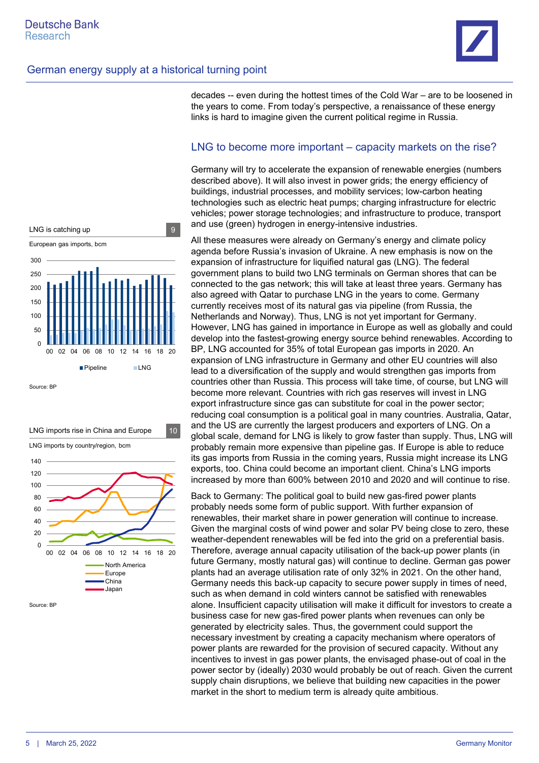decades -- even during the hottest times of the Cold War – are to be loosened in the years to come. From today's perspective, a renaissance of these energy links is hard to imagine given the current political regime in Russia.

## LNG to become more important – capacity markets on the rise?

Germany will try to accelerate the expansion of renewable energies (numbers described above). It will also invest in power grids; the energy efficiency of buildings, industrial processes, and mobility services; low-carbon heating technologies such as electric heat pumps; charging infrastructure for electric vehicles; power storage technologies; and infrastructure to produce, transport and use (green) hydrogen in energy-intensive industries.

All these measures were already on Germany's energy and climate policy agenda before Russia's invasion of Ukraine. A new emphasis is now on the expansion of infrastructure for liquified natural gas (LNG). The federal government plans to build two LNG terminals on German shores that can be connected to the gas network; this will take at least three years. Germany has also agreed with Qatar to purchase LNG in the years to come. Germany currently receives most of its natural gas via pipeline (from Russia, the Netherlands and Norway). Thus, LNG is not yet important for Germany. However, LNG has gained in importance in Europe as well as globally and could develop into the fastest-growing energy source behind renewables. According to BP, LNG accounted for 35% of total European gas imports in 2020. An expansion of LNG infrastructure in Germany and other EU countries will also lead to a diversification of the supply and would strengthen gas imports from countries other than Russia. This process will take time, of course, but LNG will become more relevant. Countries with rich gas reserves will invest in LNG export infrastructure since gas can substitute for coal in the power sector; reducing coal consumption is a political goal in many countries. Australia, Qatar, and the US are currently the largest producers and exporters of LNG. On a global scale, demand for LNG is likely to grow faster than supply. Thus, LNG will probably remain more expensive than pipeline gas. If Europe is able to reduce its gas imports from Russia in the coming years, Russia might increase its LNG exports, too. China could become an important client. China's LNG imports increased by more than 600% between 2010 and 2020 and will continue to rise.

Back to Germany: The political goal to build new gas-fired power plants probably needs some form of public support. With further expansion of renewables, their market share in power generation will continue to increase. Given the marginal costs of wind power and solar PV being close to zero, these weather-dependent renewables will be fed into the grid on a preferential basis. Therefore, average annual capacity utilisation of the back-up power plants (in future Germany, mostly natural gas) will continue to decline. German gas power plants had an average utilisation rate of only 32% in 2021. On the other hand, Germany needs this back-up capacity to secure power supply in times of need, such as when demand in cold winters cannot be satisfied with renewables alone. Insufficient capacity utilisation will make it difficult for investors to create a business case for new gas-fired power plants when revenues can only be generated by electricity sales. Thus, the government could support the necessary investment by creating a capacity mechanism where operators of power plants are rewarded for the provision of secured capacity. Without any incentives to invest in gas power plants, the envisaged phase-out of coal in the power sector by (ideally) 2030 would probably be out of reach. Given the current supply chain disruptions, we believe that building new capacities in the power market in the short to medium term is already quite ambitious.

LNG is catching up — 9

European gas imports, bcm

Legend: Pipeline, LNG

Source: BP

LNG imports rise in China and Europe — 10

LNG imports by country/region, bcm

Legend: North America, Europe, China, Japan

Source: BP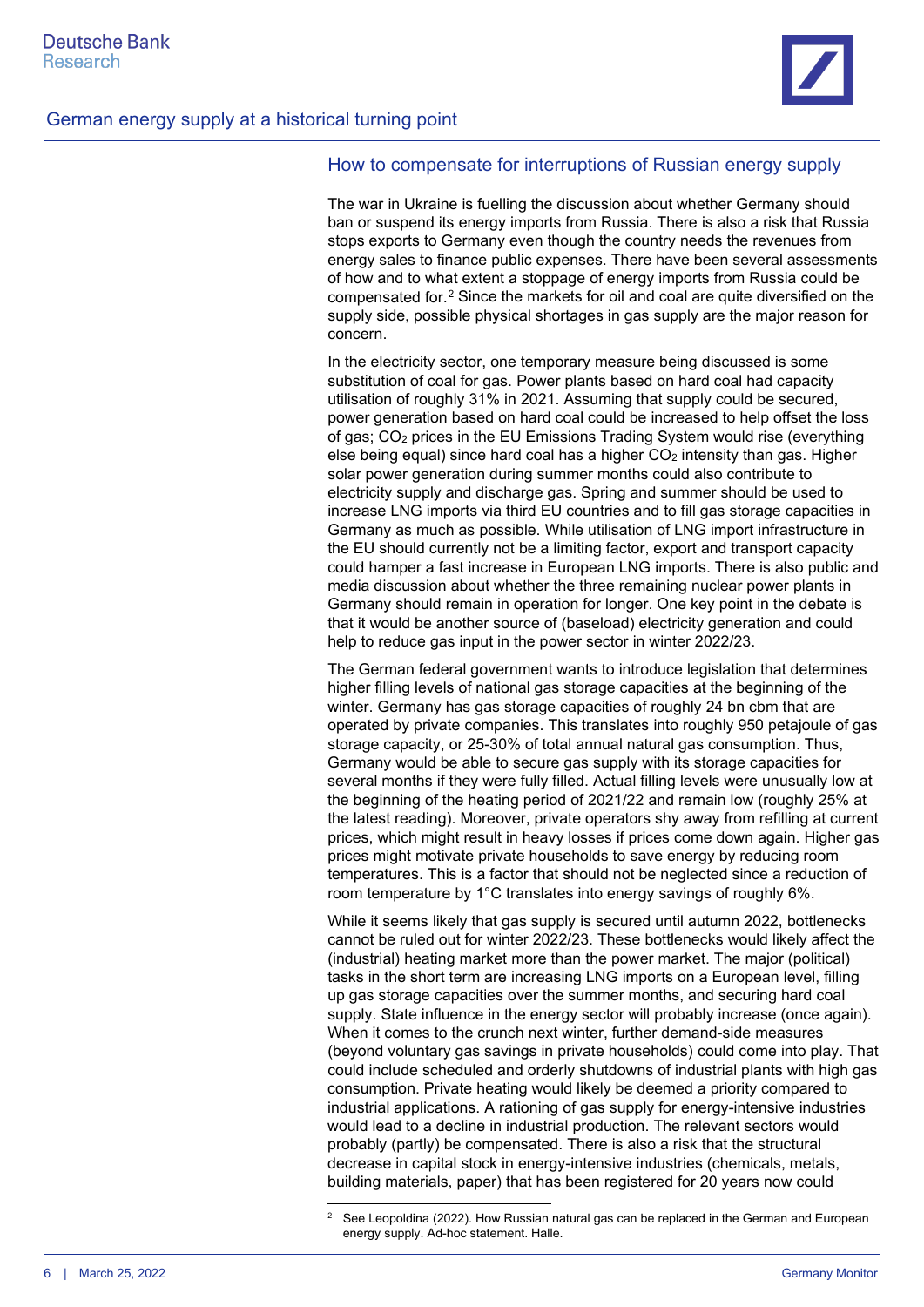## How to compensate for interruptions of Russian energy supply

The war in Ukraine is fuelling the discussion about whether Germany should ban or suspend its energy imports from Russia. There is also a risk that Russia stops exports to Germany even though the country needs the revenues from energy sales to finance public expenses. There have been several assessments of how and to what extent a stoppage of energy imports from Russia could be compensated for.[2] Since the markets for oil and coal are quite diversified on the supply side, possible physical shortages in gas supply are the major reason for concern.

In the electricity sector, one temporary measure being discussed is some substitution of coal for gas. Power plants based on hard coal had capacity utilisation of roughly 31% in 2021. Assuming that supply could be secured, power generation based on hard coal could be increased to help offset the loss of gas; $CO_2$ prices in the EU Emissions Trading System would rise (everything else being equal) since hard coal has a higher $CO_2$ intensity than gas. Higher solar power generation during summer months could also contribute to electricity supply and discharge gas. Spring and summer should be used to increase LNG imports via third EU countries and to fill gas storage capacities in Germany as much as possible. While utilisation of LNG import infrastructure in the EU should currently not be a limiting factor, export and transport capacity could hamper a fast increase in European LNG imports. There is also public and media discussion about whether the three remaining nuclear power plants in Germany should remain in operation for longer. One key point in the debate is that it would be another source of (baseload) electricity generation and could help to reduce gas input in the power sector in winter 2022/23.

The German federal government wants to introduce legislation that determines higher filling levels of national gas storage capacities at the beginning of the winter. Germany has gas storage capacities of roughly 24 bn cbm that are operated by private companies. This translates into roughly 950 petajoule of gas storage capacity, or 25-30% of total annual natural gas consumption. Thus, Germany would be able to secure gas supply with its storage capacities for several months if they were fully filled. Actual filling levels were unusually low at the beginning of the heating period of 2021/22 and remain low (roughly 25% at the latest reading). Moreover, private operators shy away from refilling at current prices, which might result in heavy losses if prices come down again. Higher gas prices might motivate private households to save energy by reducing room temperatures. This is a factor that should not be neglected since a reduction of room temperature by 1°C translates into energy savings of roughly 6%.

While it seems likely that gas supply is secured until autumn 2022, bottlenecks cannot be ruled out for winter 2022/23. These bottlenecks would likely affect the (industrial) heating market more than the power market. The major (political) tasks in the short term are increasing LNG imports on a European level, filling up gas storage capacities over the summer months, and securing hard coal supply. State influence in the energy sector will probably increase (once again). When it comes to the crunch next winter, further demand-side measures (beyond voluntary gas savings in private households) could come into play. That could include scheduled and orderly shutdowns of industrial plants with high gas consumption. Private heating would likely be deemed a priority compared to industrial applications. A rationing of gas supply for energy-intensive industries would lead to a decline in industrial production. The relevant sectors would probably (partly) be compensated. There is also a risk that the structural decrease in capital stock in energy-intensive industries (chemicals, metals, building materials, paper) that has been registered for 20 years now could

[2] See Leopoldina (2022). How Russian natural gas can be replaced in the German and European energy supply. Ad-hoc statement. Halle.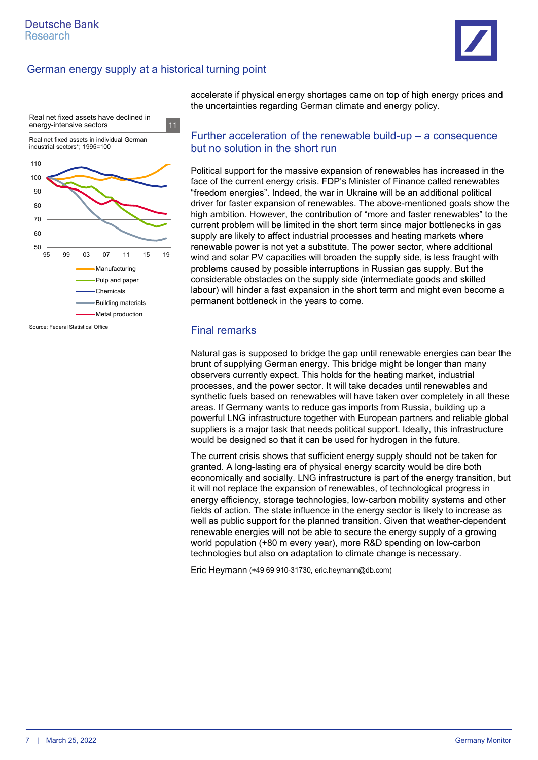Real net fixed assets have declined in energy-intensive sectors 11

Real net fixed assets in individual German industrial sectors*; 1995=100

Source: Federal Statistical Office

accelerate if physical energy shortages came on top of high energy prices and the uncertainties regarding German climate and energy policy.

## Further acceleration of the renewable build-up – a consequence but no solution in the short run

Political support for the massive expansion of renewables has increased in the face of the current energy crisis. FDP's Minister of Finance called renewables "freedom energies". Indeed, the war in Ukraine will be an additional political driver for faster expansion of renewables. The above-mentioned goals show the high ambition. However, the contribution of "more and faster renewables" to the current problem will be limited in the short term since major bottlenecks in gas supply are likely to affect industrial processes and heating markets where renewable power is not yet a substitute. The power sector, where additional wind and solar PV capacities will broaden the supply side, is less fraught with problems caused by possible interruptions in Russian gas supply. But the considerable obstacles on the supply side (intermediate goods and skilled labour) will hinder a fast expansion in the short term and might even become a permanent bottleneck in the years to come.

## Final remarks

Natural gas is supposed to bridge the gap until renewable energies can bear the brunt of supplying German energy. This bridge might be longer than many observers currently expect. This holds for the heating market, industrial processes, and the power sector. It will take decades until renewables and synthetic fuels based on renewables will have taken over completely in all these areas. If Germany wants to reduce gas imports from Russia, building up a powerful LNG infrastructure together with European partners and reliable global suppliers is a major task that needs political support. Ideally, this infrastructure would be designed so that it can be used for hydrogen in the future.

The current crisis shows that sufficient energy supply should not be taken for granted. A long-lasting era of physical energy scarcity would be dire both economically and socially. LNG infrastructure is part of the energy transition, but it will not replace the expansion of renewables, of technological progress in energy efficiency, storage technologies, low-carbon mobility systems and other fields of action. The state influence in the energy sector is likely to increase as well as public support for the planned transition. Given that weather-dependent renewable energies will not be able to secure the energy supply of a growing world population (+80 m every year), more R&D spending on low-carbon technologies but also on adaptation to climate change is necessary.

Eric Heymann (+49 69 910-31730, eric.heymann@db.com)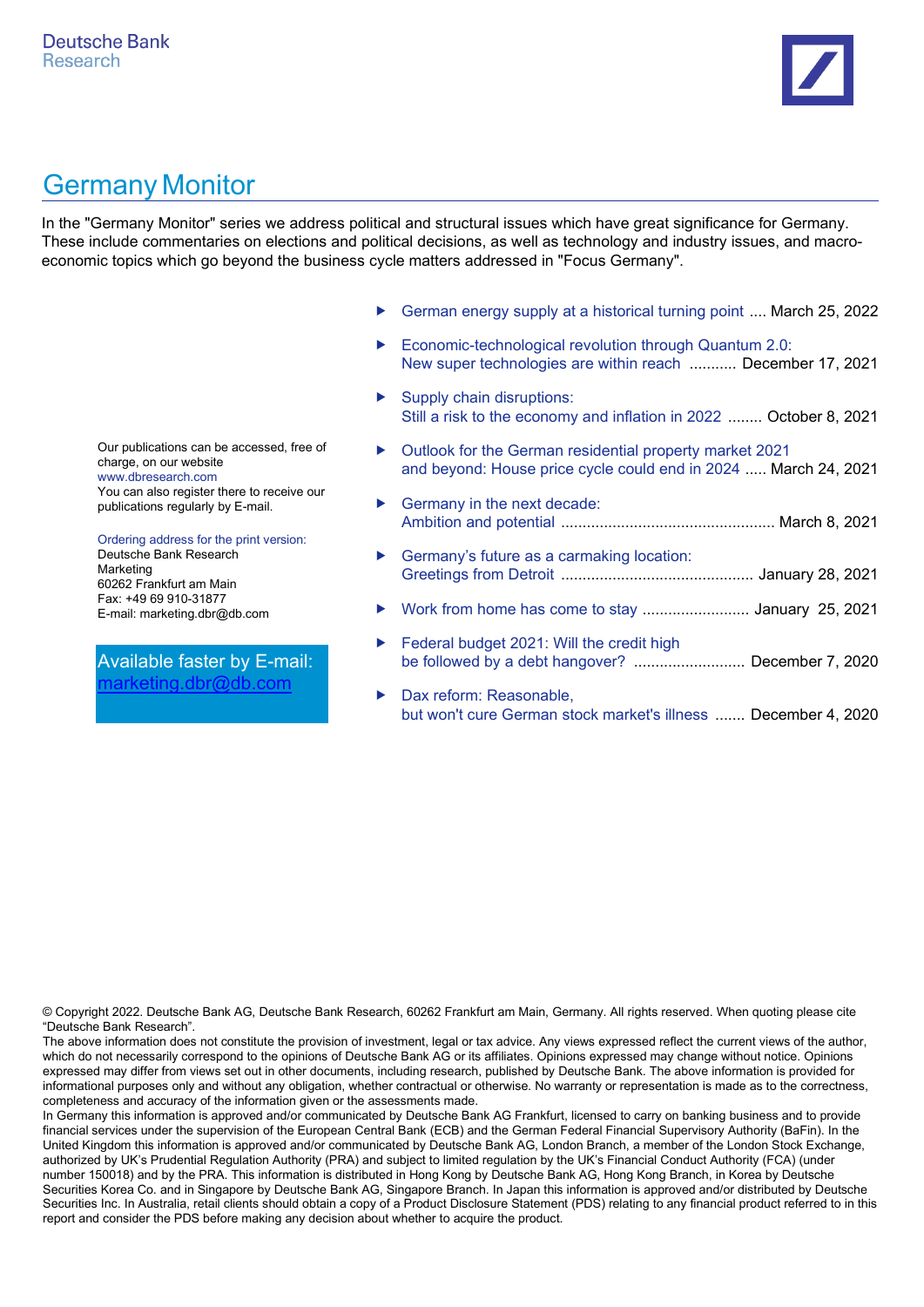Deutsche Bank
Research

# Germany Monitor

In the "Germany Monitor" series we address political and structural issues which have great significance for Germany. These include commentaries on elections and political decisions, as well as technology and industry issues, and macro-economic topics which go beyond the business cycle matters addressed in "Focus Germany".

- German energy supply at a historical turning point .... March 25, 2022
- Economic-technological revolution through Quantum 2.0: New super technologies are within reach ........... December 17, 2021
- Supply chain disruptions: Still a risk to the economy and inflation in 2022 ........ October 8, 2021
- Outlook for the German residential property market 2021 and beyond: House price cycle could end in 2024 ..... March 24, 2021
- Germany in the next decade: Ambition and potential ................................................. March 8, 2021
- Germany's future as a carmaking location: Greetings from Detroit ............................................ January 28, 2021
- Work from home has come to stay ......................... January 25, 2021
- Federal budget 2021: Will the credit high be followed by a debt hangover? .......................... December 7, 2020
- Dax reform: Reasonable, but won't cure German stock market's illness ....... December 4, 2020

Our publications can be accessed, free of charge, on our website www.dbresearch.com
You can also register there to receive our publications regularly by E-mail.

Ordering address for the print version:
Deutsche Bank Research
Marketing
60262 Frankfurt am Main
Fax: +49 69 910-31877
E-mail: marketing.dbr@db.com

Available faster by E-mail:
marketing.dbr@db.com

© Copyright 2022. Deutsche Bank AG, Deutsche Bank Research, 60262 Frankfurt am Main, Germany. All rights reserved. When quoting please cite "Deutsche Bank Research".
The above information does not constitute the provision of investment, legal or tax advice. Any views expressed reflect the current views of the author, which do not necessarily correspond to the opinions of Deutsche Bank AG or its affiliates. Opinions expressed may change without notice. Opinions expressed may differ from views set out in other documents, including research, published by Deutsche Bank. The above information is provided for informational purposes only and without any obligation, whether contractual or otherwise. No warranty or representation is made as to the correctness, completeness and accuracy of the information given or the assessments made.
In Germany this information is approved and/or communicated by Deutsche Bank AG Frankfurt, licensed to carry on banking business and to provide financial services under the supervision of the European Central Bank (ECB) and the German Federal Financial Supervisory Authority (BaFin). In the United Kingdom this information is approved and/or communicated by Deutsche Bank AG, London Branch, a member of the London Stock Exchange, authorized by UK's Prudential Regulation Authority (PRA) and subject to limited regulation by the UK's Financial Conduct Authority (FCA) (under number 150018) and by the PRA. This information is distributed in Hong Kong by Deutsche Bank AG, Hong Kong Branch, in Korea by Deutsche Securities Korea Co. and in Singapore by Deutsche Bank AG, Singapore Branch. In Japan this information is approved and/or distributed by Deutsche Securities Inc. In Australia, retail clients should obtain a copy of a Product Disclosure Statement (PDS) relating to any financial product referred to in this report and consider the PDS before making any decision about whether to acquire the product.